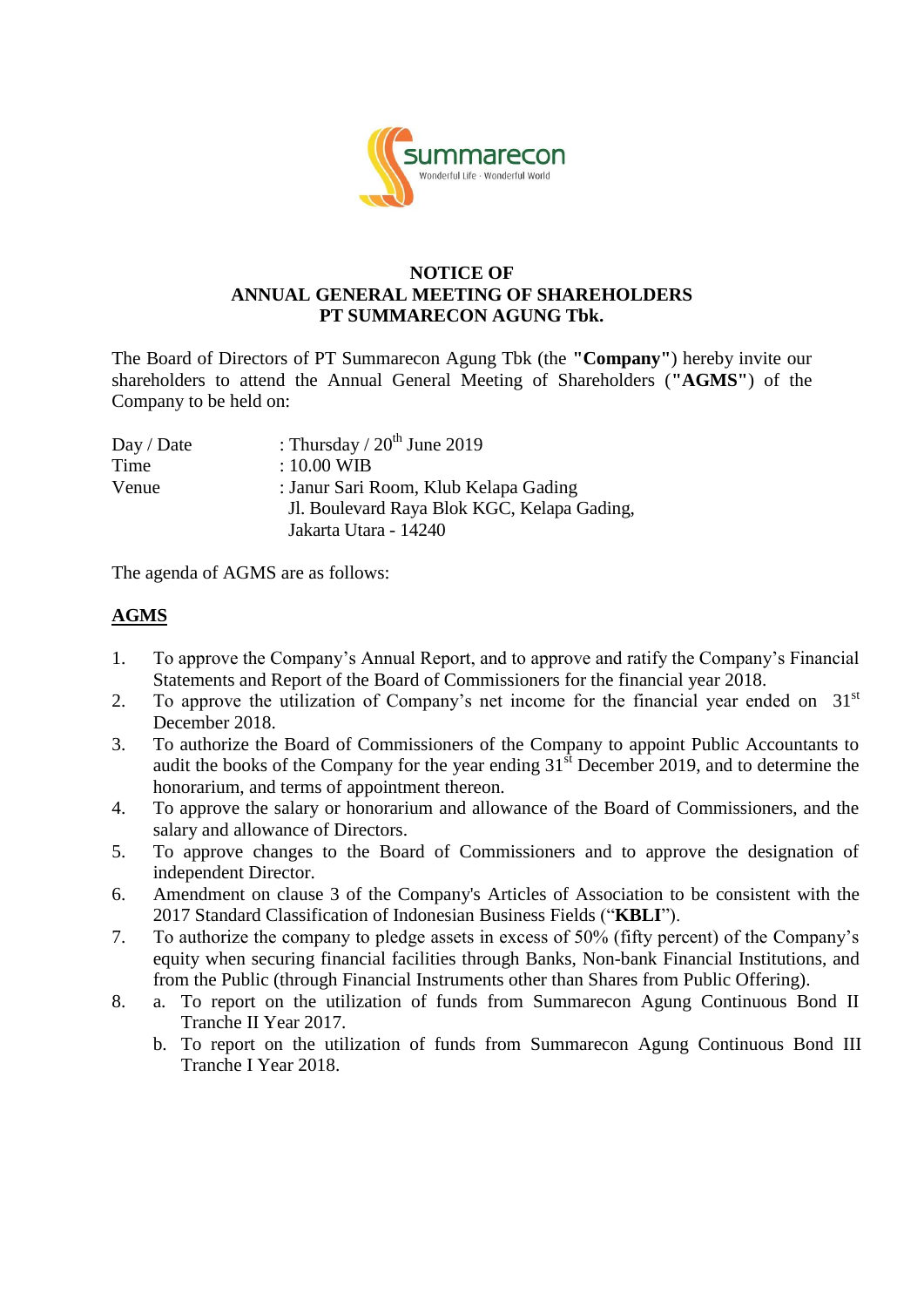# NOTICE OF
# ANNUAL GENERAL MEETING OF SHAREHOLDERS
# PT SUMMARECON AGUNG Tbk.

The Board of Directors of PT Summarecon Agung Tbk (the **"Company"**) hereby invite our shareholders to attend the Annual General Meeting of Shareholders (**"AGMS"**) of the Company to be held on:

| | |
|---|---|
| Day / Date | : Thursday / 20th June 2019 |
| Time | : 10.00 WIB |
| Venue | : Janur Sari Room, Klub Kelapa Gading<br>Jl. Boulevard Raya Blok KGC, Kelapa Gading,<br>Jakarta Utara - 14240 |

The agenda of AGMS are as follows:

**<u>AGMS</u>**

1. To approve the Company's Annual Report, and to approve and ratify the Company's Financial Statements and Report of the Board of Commissioners for the financial year 2018.
2. To approve the utilization of Company's net income for the financial year ended on 31st December 2018.
3. To authorize the Board of Commissioners of the Company to appoint Public Accountants to audit the books of the Company for the year ending 31st December 2019, and to determine the honorarium, and terms of appointment thereon.
4. To approve the salary or honorarium and allowance of the Board of Commissioners, and the salary and allowance of Directors.
5. To approve changes to the Board of Commissioners and to approve the designation of independent Director.
6. Amendment on clause 3 of the Company's Articles of Association to be consistent with the 2017 Standard Classification of Indonesian Business Fields ("**KBLI**").
7. To authorize the company to pledge assets in excess of 50% (fifty percent) of the Company's equity when securing financial facilities through Banks, Non-bank Financial Institutions, and from the Public (through Financial Instruments other than Shares from Public Offering).
8. a. To report on the utilization of funds from Summarecon Agung Continuous Bond II Tranche II Year 2017.
   b. To report on the utilization of funds from Summarecon Agung Continuous Bond III Tranche I Year 2018.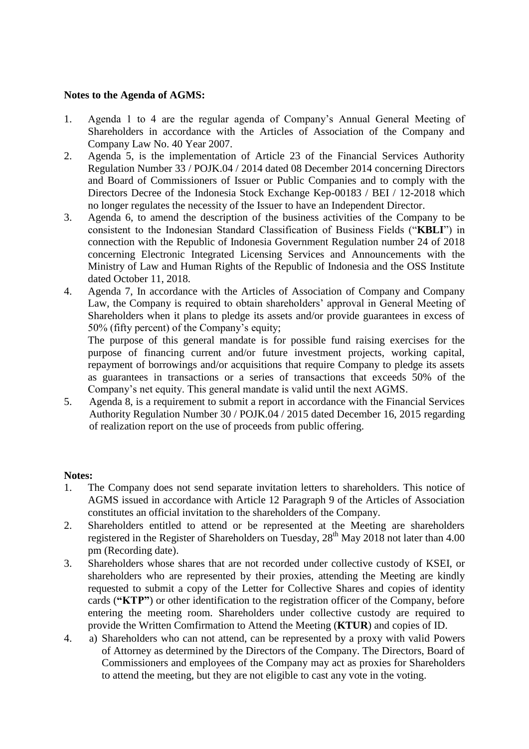**Notes to the Agenda of AGMS:**

1. Agenda 1 to 4 are the regular agenda of Company's Annual General Meeting of Shareholders in accordance with the Articles of Association of the Company and Company Law No. 40 Year 2007.
2. Agenda 5, is the implementation of Article 23 of the Financial Services Authority Regulation Number 33 / POJK.04 / 2014 dated 08 December 2014 concerning Directors and Board of Commissioners of Issuer or Public Companies and to comply with the Directors Decree of the Indonesia Stock Exchange Kep-00183 / BEI / 12-2018 which no longer regulates the necessity of the Issuer to have an Independent Director.
3. Agenda 6, to amend the description of the business activities of the Company to be consistent to the Indonesian Standard Classification of Business Fields ("**KBLI**") in connection with the Republic of Indonesia Government Regulation number 24 of 2018 concerning Electronic Integrated Licensing Services and Announcements with the Ministry of Law and Human Rights of the Republic of Indonesia and the OSS Institute dated October 11, 2018.
4. Agenda 7, In accordance with the Articles of Association of Company and Company Law, the Company is required to obtain shareholders' approval in General Meeting of Shareholders when it plans to pledge its assets and/or provide guarantees in excess of 50% (fifty percent) of the Company's equity;

   The purpose of this general mandate is for possible fund raising exercises for the purpose of financing current and/or future investment projects, working capital, repayment of borrowings and/or acquisitions that require Company to pledge its assets as guarantees in transactions or a series of transactions that exceeds 50% of the Company's net equity. This general mandate is valid until the next AGMS.
5. Agenda 8, is a requirement to submit a report in accordance with the Financial Services Authority Regulation Number 30 / POJK.04 / 2015 dated December 16, 2015 regarding of realization report on the use of proceeds from public offering.

**Notes:**

1. The Company does not send separate invitation letters to shareholders. This notice of AGMS issued in accordance with Article 12 Paragraph 9 of the Articles of Association constitutes an official invitation to the shareholders of the Company.
2. Shareholders entitled to attend or be represented at the Meeting are shareholders registered in the Register of Shareholders on Tuesday, 28th May 2018 not later than 4.00 pm (Recording date).
3. Shareholders whose shares that are not recorded under collective custody of KSEI, or shareholders who are represented by their proxies, attending the Meeting are kindly requested to submit a copy of the Letter for Collective Shares and copies of identity cards (**"KTP"**) or other identification to the registration officer of the Company, before entering the meeting room. Shareholders under collective custody are required to provide the Written Comfirmation to Attend the Meeting (**KTUR**) and copies of ID.
4. a) Shareholders who can not attend, can be represented by a proxy with valid Powers of Attorney as determined by the Directors of the Company. The Directors, Board of Commissioners and employees of the Company may act as proxies for Shareholders to attend the meeting, but they are not eligible to cast any vote in the voting.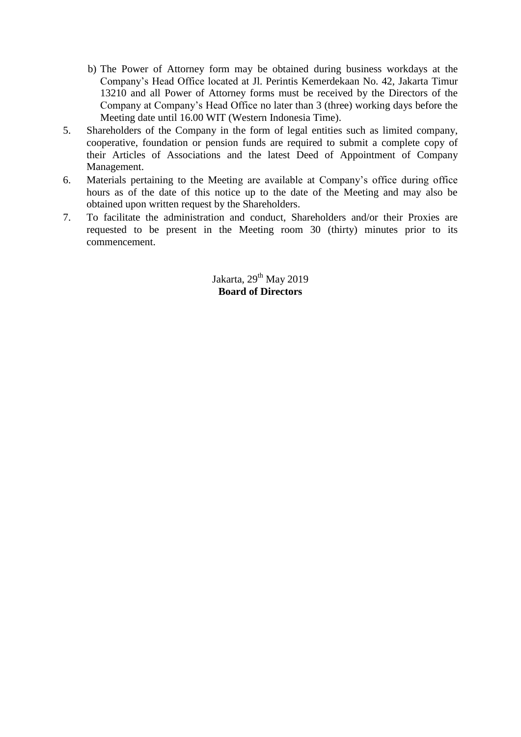b) The Power of Attorney form may be obtained during business workdays at the Company's Head Office located at Jl. Perintis Kemerdekaan No. 42, Jakarta Timur 13210 and all Power of Attorney forms must be received by the Directors of the Company at Company's Head Office no later than 3 (three) working days before the Meeting date until 16.00 WIT (Western Indonesia Time).

5. Shareholders of the Company in the form of legal entities such as limited company, cooperative, foundation or pension funds are required to submit a complete copy of their Articles of Associations and the latest Deed of Appointment of Company Management.
6. Materials pertaining to the Meeting are available at Company's office during office hours as of the date of this notice up to the date of the Meeting and may also be obtained upon written request by the Shareholders.
7. To facilitate the administration and conduct, Shareholders and/or their Proxies are requested to be present in the Meeting room 30 (thirty) minutes prior to its commencement.

Jakarta, 29th May 2019

**Board of Directors**